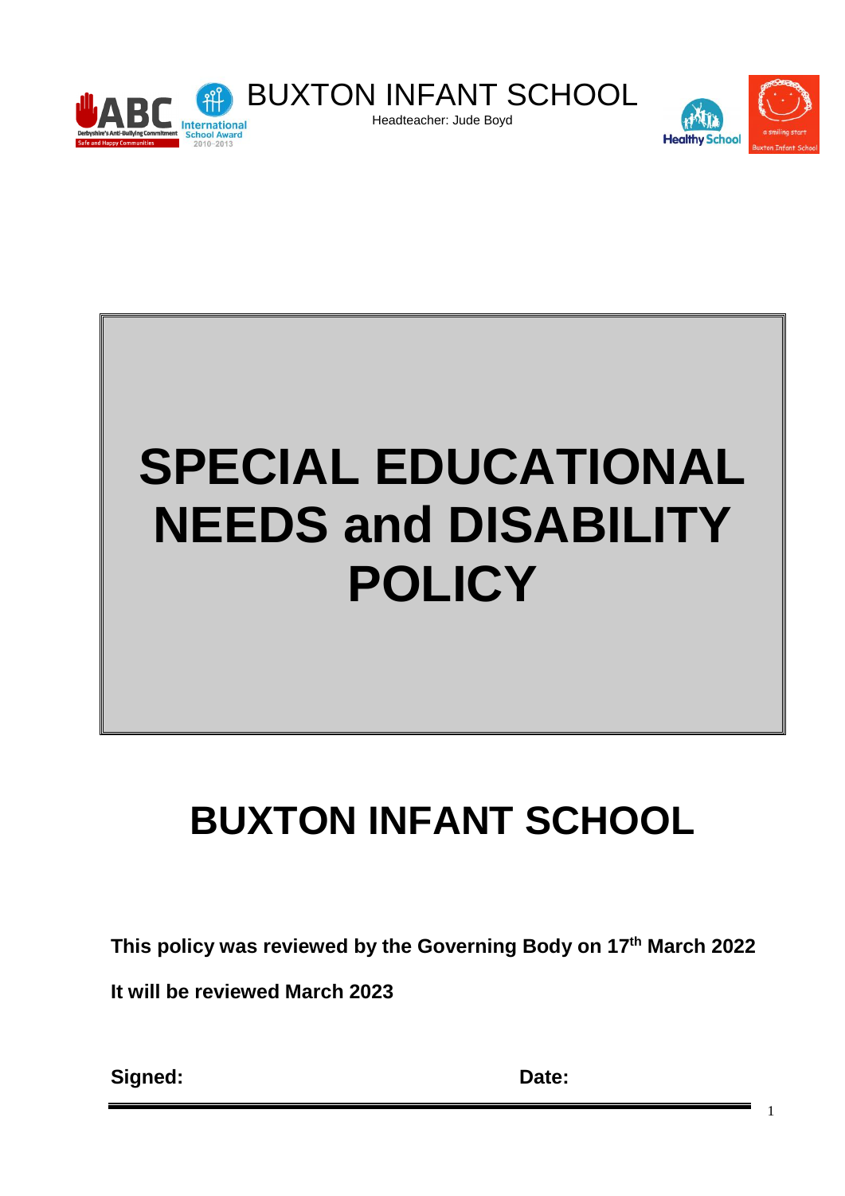BUXTON INFANT SCHOOL

Headteacher: Jude Boyd

# SPECIAL EDUCATIONAL NEEDS and DISABILITY POLICY

# BUXTON INFANT SCHOOL

**This policy was reviewed by the Governing Body on 17th March 2022**

**It will be reviewed March 2023**

**Signed:** **Date:**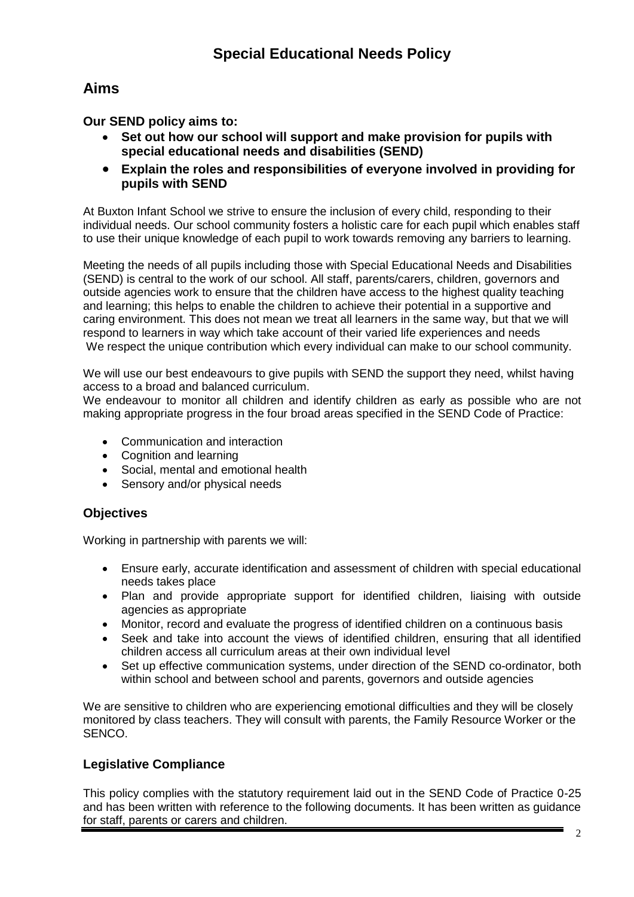# Special Educational Needs Policy

## Aims

**Our SEND policy aims to:**

- **Set out how our school will support and make provision for pupils with special educational needs and disabilities (SEND)**
- **Explain the roles and responsibilities of everyone involved in providing for pupils with SEND**

At Buxton Infant School we strive to ensure the inclusion of every child, responding to their individual needs. Our school community fosters a holistic care for each pupil which enables staff to use their unique knowledge of each pupil to work towards removing any barriers to learning.

Meeting the needs of all pupils including those with Special Educational Needs and Disabilities (SEND) is central to the work of our school. All staff, parents/carers, children, governors and outside agencies work to ensure that the children have access to the highest quality teaching and learning; this helps to enable the children to achieve their potential in a supportive and caring environment. This does not mean we treat all learners in the same way, but that we will respond to learners in way which take account of their varied life experiences and needs We respect the unique contribution which every individual can make to our school community.

We will use our best endeavours to give pupils with SEND the support they need, whilst having access to a broad and balanced curriculum.
We endeavour to monitor all children and identify children as early as possible who are not making appropriate progress in the four broad areas specified in the SEND Code of Practice:

- Communication and interaction
- Cognition and learning
- Social, mental and emotional health
- Sensory and/or physical needs

### Objectives

Working in partnership with parents we will:

- Ensure early, accurate identification and assessment of children with special educational needs takes place
- Plan and provide appropriate support for identified children, liaising with outside agencies as appropriate
- Monitor, record and evaluate the progress of identified children on a continuous basis
- Seek and take into account the views of identified children, ensuring that all identified children access all curriculum areas at their own individual level
- Set up effective communication systems, under direction of the SEND co-ordinator, both within school and between school and parents, governors and outside agencies

We are sensitive to children who are experiencing emotional difficulties and they will be closely monitored by class teachers. They will consult with parents, the Family Resource Worker or the SENCO.

### Legislative Compliance

This policy complies with the statutory requirement laid out in the SEND Code of Practice 0-25 and has been written with reference to the following documents. It has been written as guidance for staff, parents or carers and children.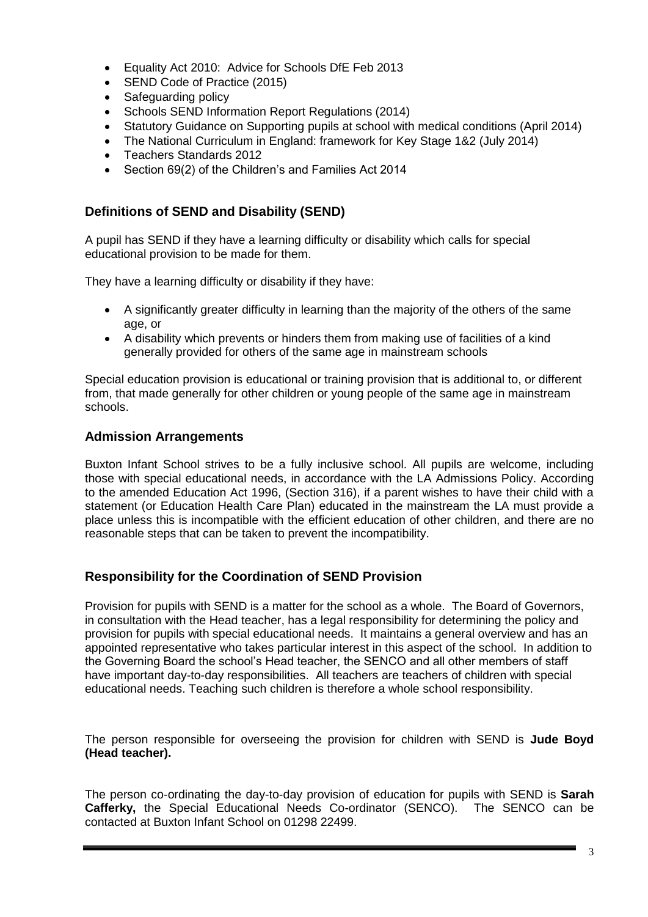- Equality Act 2010: Advice for Schools DfE Feb 2013
- SEND Code of Practice (2015)
- Safeguarding policy
- Schools SEND Information Report Regulations (2014)
- Statutory Guidance on Supporting pupils at school with medical conditions (April 2014)
- The National Curriculum in England: framework for Key Stage 1&2 (July 2014)
- Teachers Standards 2012
- Section 69(2) of the Children's and Families Act 2014

## Definitions of SEND and Disability (SEND)

A pupil has SEND if they have a learning difficulty or disability which calls for special educational provision to be made for them.

They have a learning difficulty or disability if they have:

- A significantly greater difficulty in learning than the majority of the others of the same age, or
- A disability which prevents or hinders them from making use of facilities of a kind generally provided for others of the same age in mainstream schools

Special education provision is educational or training provision that is additional to, or different from, that made generally for other children or young people of the same age in mainstream schools.

## Admission Arrangements

Buxton Infant School strives to be a fully inclusive school. All pupils are welcome, including those with special educational needs, in accordance with the LA Admissions Policy. According to the amended Education Act 1996, (Section 316), if a parent wishes to have their child with a statement (or Education Health Care Plan) educated in the mainstream the LA must provide a place unless this is incompatible with the efficient education of other children, and there are no reasonable steps that can be taken to prevent the incompatibility.

## Responsibility for the Coordination of SEND Provision

Provision for pupils with SEND is a matter for the school as a whole. The Board of Governors, in consultation with the Head teacher, has a legal responsibility for determining the policy and provision for pupils with special educational needs. It maintains a general overview and has an appointed representative who takes particular interest in this aspect of the school. In addition to the Governing Board the school's Head teacher, the SENCO and all other members of staff have important day-to-day responsibilities. All teachers are teachers of children with special educational needs. Teaching such children is therefore a whole school responsibility.

The person responsible for overseeing the provision for children with SEND is **Jude Boyd (Head teacher).**

The person co-ordinating the day-to-day provision of education for pupils with SEND is **Sarah Cafferky,** the Special Educational Needs Co-ordinator (SENCO). The SENCO can be contacted at Buxton Infant School on 01298 22499.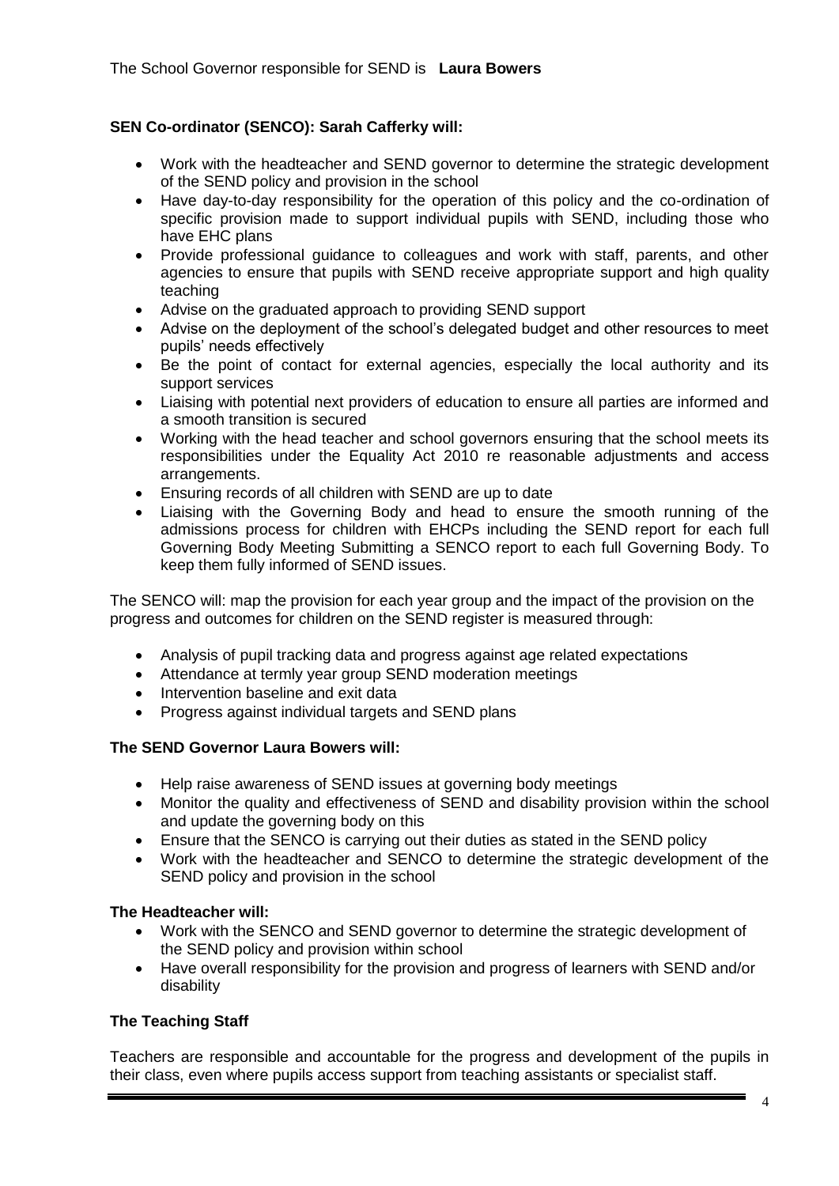The School Governor responsible for SEND is **Laura Bowers**

**SEN Co-ordinator (SENCO): Sarah Cafferky will:**

- Work with the headteacher and SEND governor to determine the strategic development of the SEND policy and provision in the school
- Have day-to-day responsibility for the operation of this policy and the co-ordination of specific provision made to support individual pupils with SEND, including those who have EHC plans
- Provide professional guidance to colleagues and work with staff, parents, and other agencies to ensure that pupils with SEND receive appropriate support and high quality teaching
- Advise on the graduated approach to providing SEND support
- Advise on the deployment of the school's delegated budget and other resources to meet pupils' needs effectively
- Be the point of contact for external agencies, especially the local authority and its support services
- Liaising with potential next providers of education to ensure all parties are informed and a smooth transition is secured
- Working with the head teacher and school governors ensuring that the school meets its responsibilities under the Equality Act 2010 re reasonable adjustments and access arrangements.
- Ensuring records of all children with SEND are up to date
- Liaising with the Governing Body and head to ensure the smooth running of the admissions process for children with EHCPs including the SEND report for each full Governing Body Meeting Submitting a SENCO report to each full Governing Body. To keep them fully informed of SEND issues.

The SENCO will: map the provision for each year group and the impact of the provision on the progress and outcomes for children on the SEND register is measured through:

- Analysis of pupil tracking data and progress against age related expectations
- Attendance at termly year group SEND moderation meetings
- Intervention baseline and exit data
- Progress against individual targets and SEND plans

**The SEND Governor Laura Bowers will:**

- Help raise awareness of SEND issues at governing body meetings
- Monitor the quality and effectiveness of SEND and disability provision within the school and update the governing body on this
- Ensure that the SENCO is carrying out their duties as stated in the SEND policy
- Work with the headteacher and SENCO to determine the strategic development of the SEND policy and provision in the school

**The Headteacher will:**

- Work with the SENCO and SEND governor to determine the strategic development of the SEND policy and provision within school
- Have overall responsibility for the provision and progress of learners with SEND and/or disability

**The Teaching Staff**

Teachers are responsible and accountable for the progress and development of the pupils in their class, even where pupils access support from teaching assistants or specialist staff.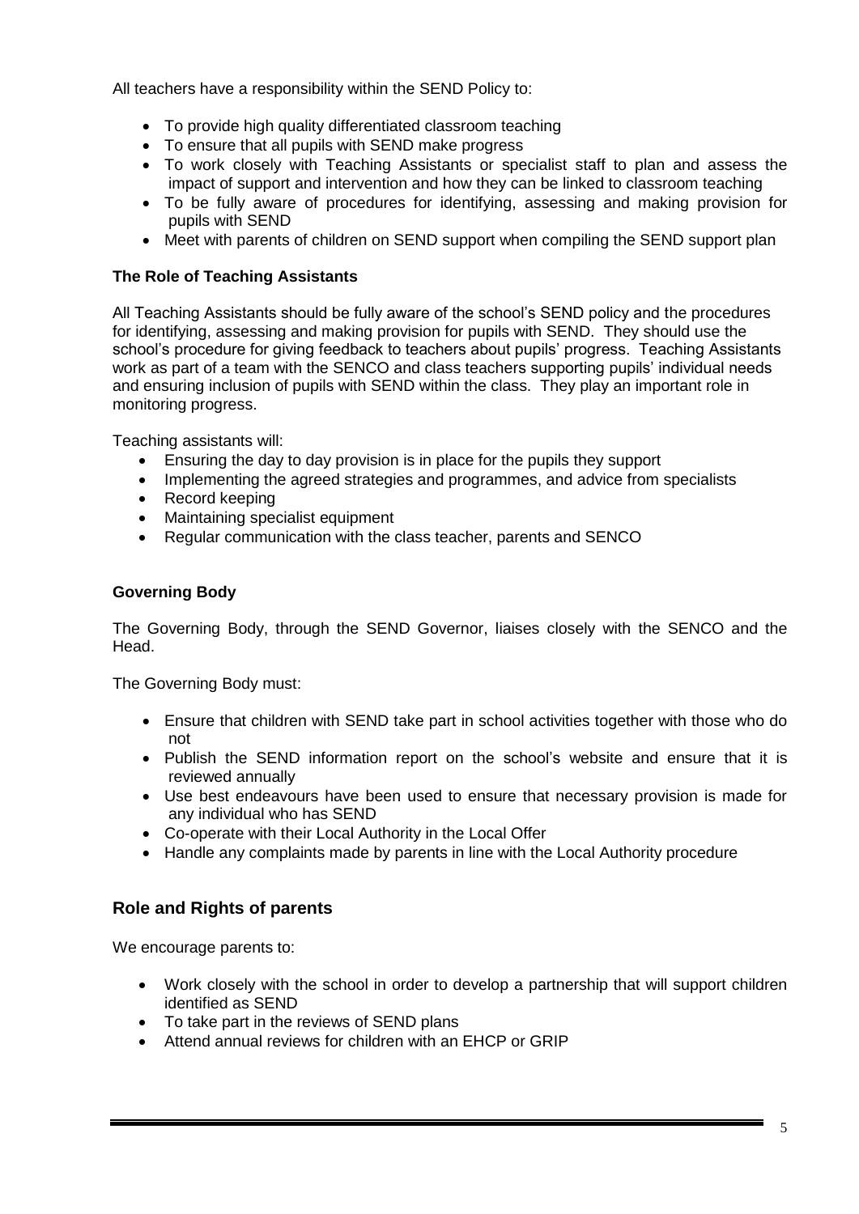All teachers have a responsibility within the SEND Policy to:

- To provide high quality differentiated classroom teaching
- To ensure that all pupils with SEND make progress
- To work closely with Teaching Assistants or specialist staff to plan and assess the impact of support and intervention and how they can be linked to classroom teaching
- To be fully aware of procedures for identifying, assessing and making provision for pupils with SEND
- Meet with parents of children on SEND support when compiling the SEND support plan

### The Role of Teaching Assistants

All Teaching Assistants should be fully aware of the school's SEND policy and the procedures for identifying, assessing and making provision for pupils with SEND. They should use the school's procedure for giving feedback to teachers about pupils' progress. Teaching Assistants work as part of a team with the SENCO and class teachers supporting pupils' individual needs and ensuring inclusion of pupils with SEND within the class. They play an important role in monitoring progress.

Teaching assistants will:

- Ensuring the day to day provision is in place for the pupils they support
- Implementing the agreed strategies and programmes, and advice from specialists
- Record keeping
- Maintaining specialist equipment
- Regular communication with the class teacher, parents and SENCO

### Governing Body

The Governing Body, through the SEND Governor, liaises closely with the SENCO and the Head.

The Governing Body must:

- Ensure that children with SEND take part in school activities together with those who do not
- Publish the SEND information report on the school's website and ensure that it is reviewed annually
- Use best endeavours have been used to ensure that necessary provision is made for any individual who has SEND
- Co-operate with their Local Authority in the Local Offer
- Handle any complaints made by parents in line with the Local Authority procedure

## Role and Rights of parents

We encourage parents to:

- Work closely with the school in order to develop a partnership that will support children identified as SEND
- To take part in the reviews of SEND plans
- Attend annual reviews for children with an EHCP or GRIP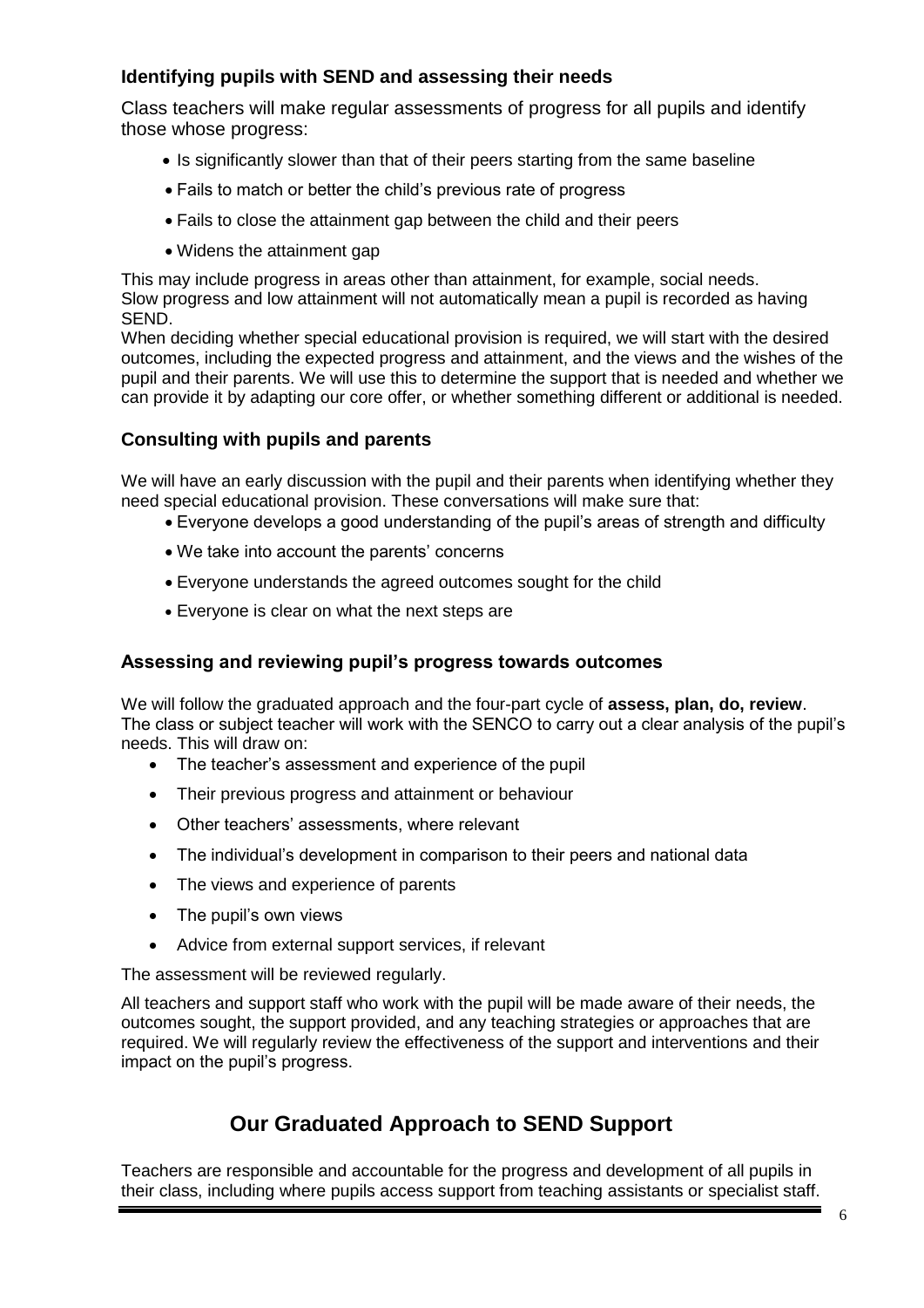### Identifying pupils with SEND and assessing their needs

Class teachers will make regular assessments of progress for all pupils and identify those whose progress:

- Is significantly slower than that of their peers starting from the same baseline
- Fails to match or better the child's previous rate of progress
- Fails to close the attainment gap between the child and their peers
- Widens the attainment gap

This may include progress in areas other than attainment, for example, social needs.
Slow progress and low attainment will not automatically mean a pupil is recorded as having SEND.
When deciding whether special educational provision is required, we will start with the desired outcomes, including the expected progress and attainment, and the views and the wishes of the pupil and their parents. We will use this to determine the support that is needed and whether we can provide it by adapting our core offer, or whether something different or additional is needed.

### Consulting with pupils and parents

We will have an early discussion with the pupil and their parents when identifying whether they need special educational provision. These conversations will make sure that:

- Everyone develops a good understanding of the pupil's areas of strength and difficulty
- We take into account the parents' concerns
- Everyone understands the agreed outcomes sought for the child
- Everyone is clear on what the next steps are

### Assessing and reviewing pupil's progress towards outcomes

We will follow the graduated approach and the four-part cycle of **assess, plan, do, review**.
The class or subject teacher will work with the SENCO to carry out a clear analysis of the pupil's needs. This will draw on:

- The teacher's assessment and experience of the pupil
- Their previous progress and attainment or behaviour
- Other teachers' assessments, where relevant
- The individual's development in comparison to their peers and national data
- The views and experience of parents
- The pupil's own views
- Advice from external support services, if relevant

The assessment will be reviewed regularly.

All teachers and support staff who work with the pupil will be made aware of their needs, the outcomes sought, the support provided, and any teaching strategies or approaches that are required. We will regularly review the effectiveness of the support and interventions and their impact on the pupil's progress.

## Our Graduated Approach to SEND Support

Teachers are responsible and accountable for the progress and development of all pupils in their class, including where pupils access support from teaching assistants or specialist staff.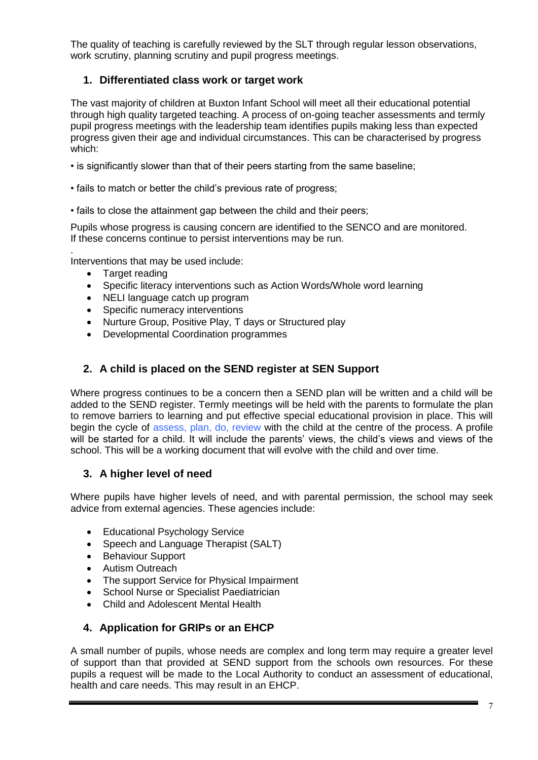The quality of teaching is carefully reviewed by the SLT through regular lesson observations, work scrutiny, planning scrutiny and pupil progress meetings.

### 1. Differentiated class work or target work

The vast majority of children at Buxton Infant School will meet all their educational potential through high quality targeted teaching. A process of on-going teacher assessments and termly pupil progress meetings with the leadership team identifies pupils making less than expected progress given their age and individual circumstances. This can be characterised by progress which:

• is significantly slower than that of their peers starting from the same baseline;

• fails to match or better the child's previous rate of progress;

• fails to close the attainment gap between the child and their peers;

Pupils whose progress is causing concern are identified to the SENCO and are monitored. If these concerns continue to persist interventions may be run.

.
Interventions that may be used include:

- Target reading
- Specific literacy interventions such as Action Words/Whole word learning
- NELI language catch up program
- Specific numeracy interventions
- Nurture Group, Positive Play, T days or Structured play
- Developmental Coordination programmes

### 2. A child is placed on the SEND register at SEN Support

Where progress continues to be a concern then a SEND plan will be written and a child will be added to the SEND register. Termly meetings will be held with the parents to formulate the plan to remove barriers to learning and put effective special educational provision in place. This will begin the cycle of assess, plan, do, review with the child at the centre of the process. A profile will be started for a child. It will include the parents' views, the child's views and views of the school. This will be a working document that will evolve with the child and over time.

### 3. A higher level of need

Where pupils have higher levels of need, and with parental permission, the school may seek advice from external agencies. These agencies include:

- Educational Psychology Service
- Speech and Language Therapist (SALT)
- Behaviour Support
- Autism Outreach
- The support Service for Physical Impairment
- School Nurse or Specialist Paediatrician
- Child and Adolescent Mental Health

### 4. Application for GRIPs or an EHCP

A small number of pupils, whose needs are complex and long term may require a greater level of support than that provided at SEND support from the schools own resources. For these pupils a request will be made to the Local Authority to conduct an assessment of educational, health and care needs. This may result in an EHCP.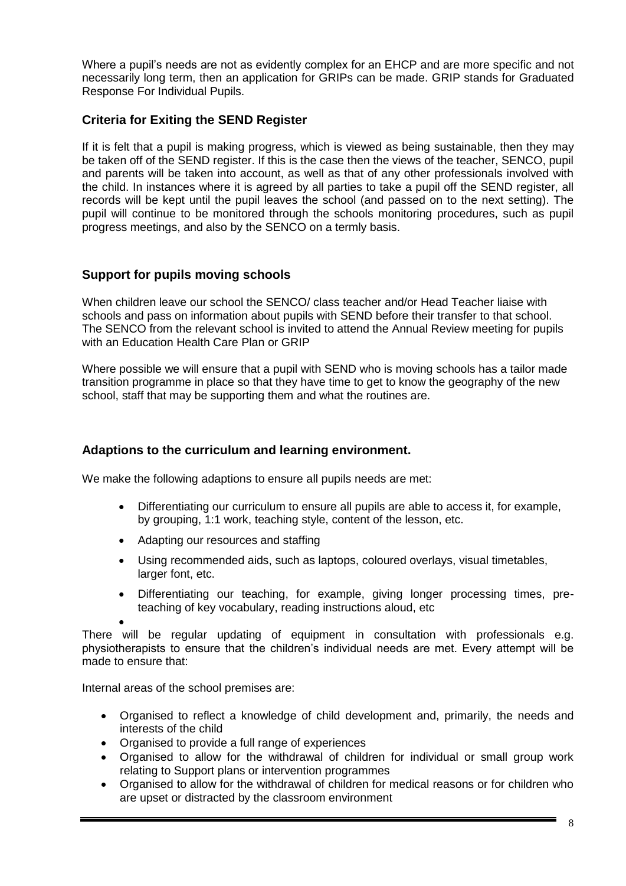Where a pupil's needs are not as evidently complex for an EHCP and are more specific and not necessarily long term, then an application for GRIPs can be made. GRIP stands for Graduated Response For Individual Pupils.

## Criteria for Exiting the SEND Register

If it is felt that a pupil is making progress, which is viewed as being sustainable, then they may be taken off of the SEND register. If this is the case then the views of the teacher, SENCO, pupil and parents will be taken into account, as well as that of any other professionals involved with the child. In instances where it is agreed by all parties to take a pupil off the SEND register, all records will be kept until the pupil leaves the school (and passed on to the next setting). The pupil will continue to be monitored through the schools monitoring procedures, such as pupil progress meetings, and also by the SENCO on a termly basis.

## Support for pupils moving schools

When children leave our school the SENCO/ class teacher and/or Head Teacher liaise with schools and pass on information about pupils with SEND before their transfer to that school. The SENCO from the relevant school is invited to attend the Annual Review meeting for pupils with an Education Health Care Plan or GRIP

Where possible we will ensure that a pupil with SEND who is moving schools has a tailor made transition programme in place so that they have time to get to know the geography of the new school, staff that may be supporting them and what the routines are.

## Adaptions to the curriculum and learning environment.

We make the following adaptions to ensure all pupils needs are met:

- Differentiating our curriculum to ensure all pupils are able to access it, for example, by grouping, 1:1 work, teaching style, content of the lesson, etc.
- Adapting our resources and staffing
- Using recommended aids, such as laptops, coloured overlays, visual timetables, larger font, etc.
- Differentiating our teaching, for example, giving longer processing times, pre-teaching of key vocabulary, reading instructions aloud, etc

There will be regular updating of equipment in consultation with professionals e.g. physiotherapists to ensure that the children's individual needs are met. Every attempt will be made to ensure that:

Internal areas of the school premises are:

- Organised to reflect a knowledge of child development and, primarily, the needs and interests of the child
- Organised to provide a full range of experiences
- Organised to allow for the withdrawal of children for individual or small group work relating to Support plans or intervention programmes
- Organised to allow for the withdrawal of children for medical reasons or for children who are upset or distracted by the classroom environment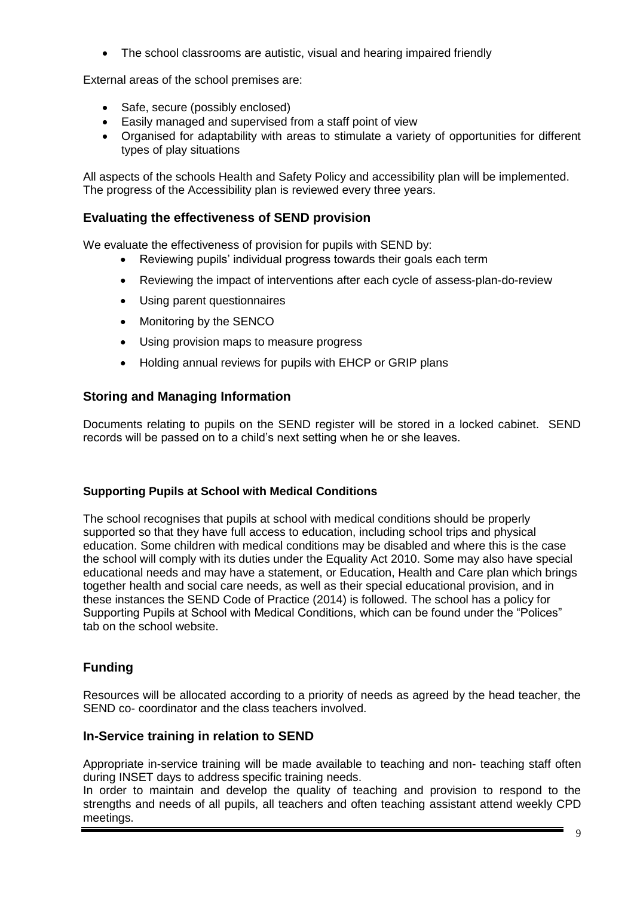- The school classrooms are autistic, visual and hearing impaired friendly

External areas of the school premises are:

- Safe, secure (possibly enclosed)
- Easily managed and supervised from a staff point of view
- Organised for adaptability with areas to stimulate a variety of opportunities for different types of play situations

All aspects of the schools Health and Safety Policy and accessibility plan will be implemented. The progress of the Accessibility plan is reviewed every three years.

## Evaluating the effectiveness of SEND provision

We evaluate the effectiveness of provision for pupils with SEND by:

- Reviewing pupils' individual progress towards their goals each term
- Reviewing the impact of interventions after each cycle of assess-plan-do-review
- Using parent questionnaires
- Monitoring by the SENCO
- Using provision maps to measure progress
- Holding annual reviews for pupils with EHCP or GRIP plans

## Storing and Managing Information

Documents relating to pupils on the SEND register will be stored in a locked cabinet. SEND records will be passed on to a child's next setting when he or she leaves.

### Supporting Pupils at School with Medical Conditions

The school recognises that pupils at school with medical conditions should be properly supported so that they have full access to education, including school trips and physical education. Some children with medical conditions may be disabled and where this is the case the school will comply with its duties under the Equality Act 2010. Some may also have special educational needs and may have a statement, or Education, Health and Care plan which brings together health and social care needs, as well as their special educational provision, and in these instances the SEND Code of Practice (2014) is followed. The school has a policy for Supporting Pupils at School with Medical Conditions, which can be found under the "Polices" tab on the school website.

## Funding

Resources will be allocated according to a priority of needs as agreed by the head teacher, the SEND co- coordinator and the class teachers involved.

## In-Service training in relation to SEND

Appropriate in-service training will be made available to teaching and non- teaching staff often during INSET days to address specific training needs.

In order to maintain and develop the quality of teaching and provision to respond to the strengths and needs of all pupils, all teachers and often teaching assistant attend weekly CPD meetings.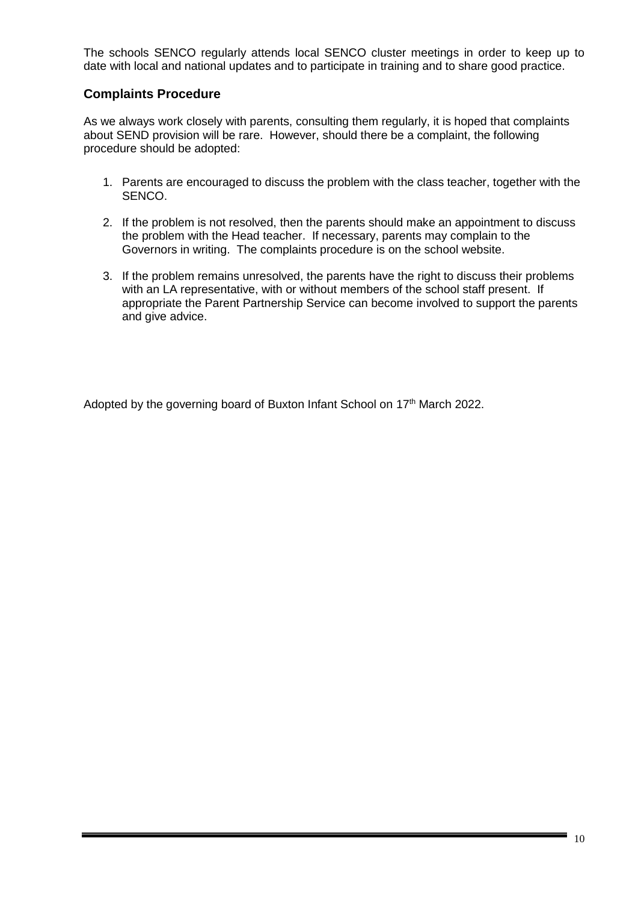The schools SENCO regularly attends local SENCO cluster meetings in order to keep up to date with local and national updates and to participate in training and to share good practice.

## Complaints Procedure

As we always work closely with parents, consulting them regularly, it is hoped that complaints about SEND provision will be rare. However, should there be a complaint, the following procedure should be adopted:

1. Parents are encouraged to discuss the problem with the class teacher, together with the SENCO.

2. If the problem is not resolved, then the parents should make an appointment to discuss the problem with the Head teacher. If necessary, parents may complain to the Governors in writing. The complaints procedure is on the school website.

3. If the problem remains unresolved, the parents have the right to discuss their problems with an LA representative, with or without members of the school staff present. If appropriate the Parent Partnership Service can become involved to support the parents and give advice.

Adopted by the governing board of Buxton Infant School on 17th March 2022.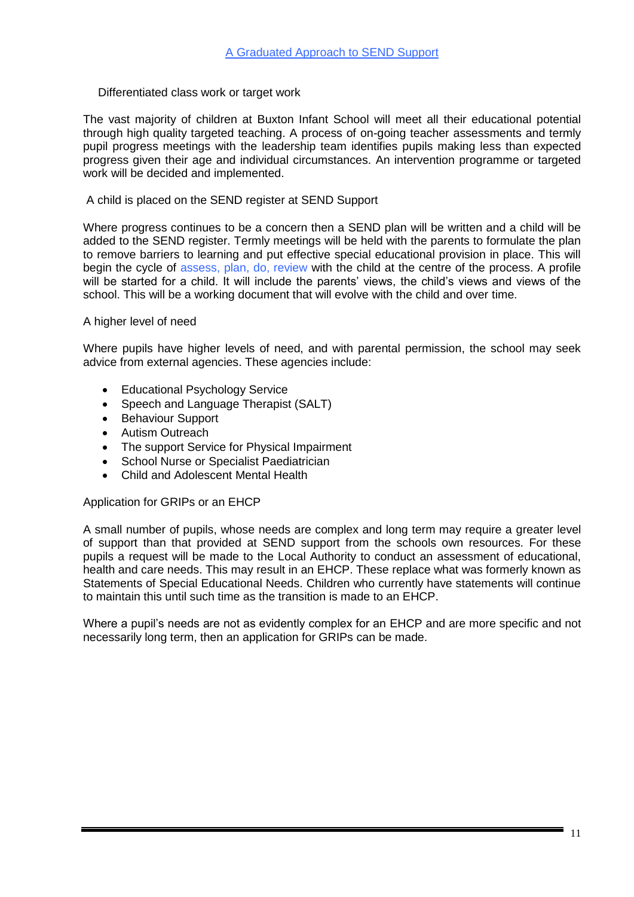## [A Graduated Approach to SEND Support]

### Differentiated class work or target work

The vast majority of children at Buxton Infant School will meet all their educational potential through high quality targeted teaching. A process of on-going teacher assessments and termly pupil progress meetings with the leadership team identifies pupils making less than expected progress given their age and individual circumstances. An intervention programme or targeted work will be decided and implemented.

### A child is placed on the SEND register at SEND Support

Where progress continues to be a concern then a SEND plan will be written and a child will be added to the SEND register. Termly meetings will be held with the parents to formulate the plan to remove barriers to learning and put effective special educational provision in place. This will begin the cycle of assess, plan, do, review with the child at the centre of the process. A profile will be started for a child. It will include the parents' views, the child's views and views of the school. This will be a working document that will evolve with the child and over time.

### A higher level of need

Where pupils have higher levels of need, and with parental permission, the school may seek advice from external agencies. These agencies include:

- Educational Psychology Service
- Speech and Language Therapist (SALT)
- Behaviour Support
- Autism Outreach
- The support Service for Physical Impairment
- School Nurse or Specialist Paediatrician
- Child and Adolescent Mental Health

### Application for GRIPs or an EHCP

A small number of pupils, whose needs are complex and long term may require a greater level of support than that provided at SEND support from the schools own resources. For these pupils a request will be made to the Local Authority to conduct an assessment of educational, health and care needs. This may result in an EHCP. These replace what was formerly known as Statements of Special Educational Needs. Children who currently have statements will continue to maintain this until such time as the transition is made to an EHCP.

Where a pupil's needs are not as evidently complex for an EHCP and are more specific and not necessarily long term, then an application for GRIPs can be made.